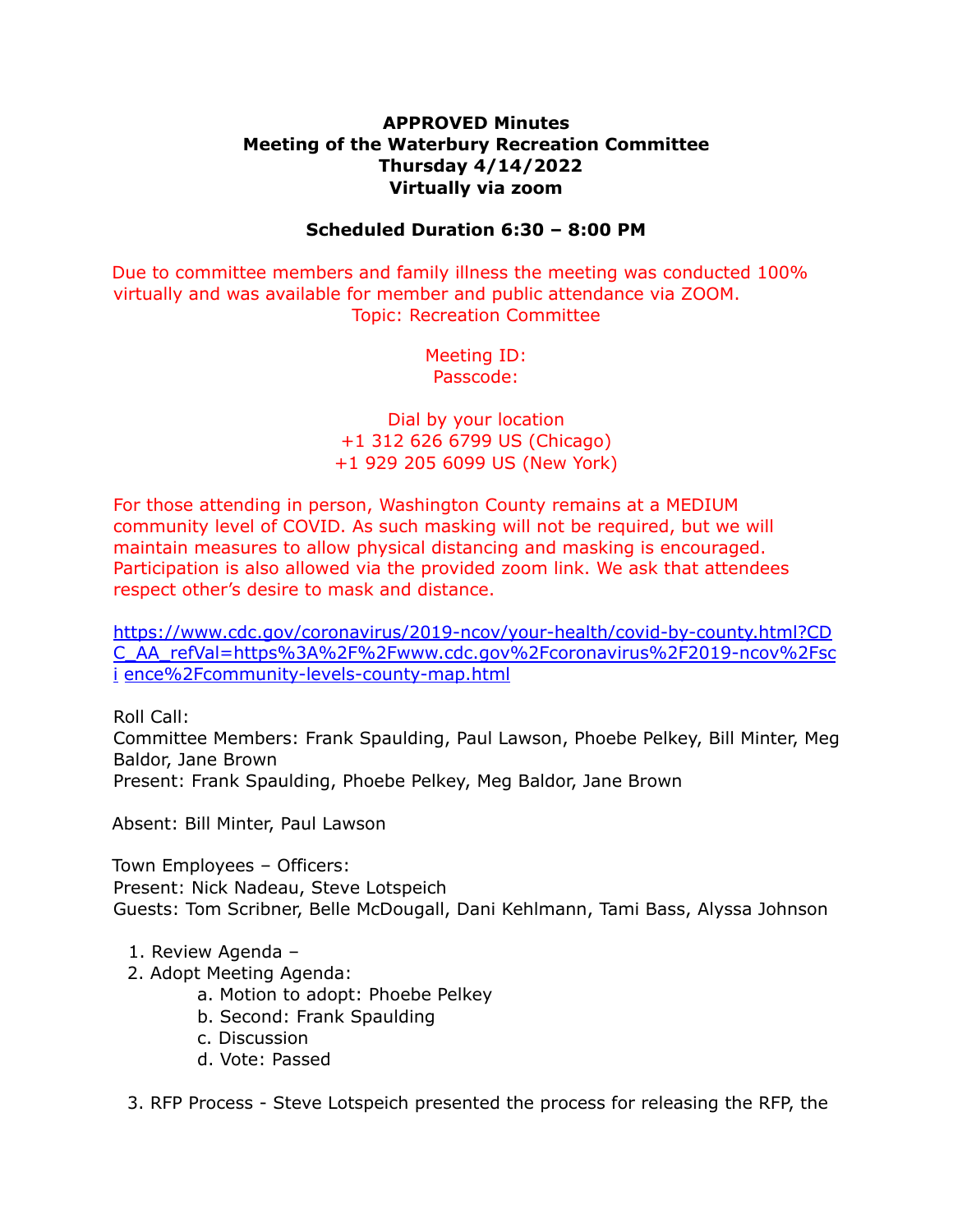**APPROVED Minutes**
**Meeting of the Waterbury Recreation Committee**
**Thursday 4/14/2022**
**Virtually via zoom**

**Scheduled Duration 6:30 – 8:00 PM**

Due to committee members and family illness the meeting was conducted 100% virtually and was available for member and public attendance via ZOOM.
Topic: Recreation Committee

Meeting ID:
Passcode:

Dial by your location
+1 312 626 6799 US (Chicago)
+1 929 205 6099 US (New York)

For those attending in person, Washington County remains at a MEDIUM community level of COVID. As such masking will not be required, but we will maintain measures to allow physical distancing and masking is encouraged. Participation is also allowed via the provided zoom link. We ask that attendees respect other's desire to mask and distance.

https://www.cdc.gov/coronavirus/2019-ncov/your-health/covid-by-county.html?CDC_AA_refVal=https%3A%2F%2Fwww.cdc.gov%2Fcoronavirus%2F2019-ncov%2Fsci ence%2Fcommunity-levels-county-map.html

Roll Call:
Committee Members: Frank Spaulding, Paul Lawson, Phoebe Pelkey, Bill Minter, Meg Baldor, Jane Brown
Present: Frank Spaulding, Phoebe Pelkey, Meg Baldor, Jane Brown

Absent: Bill Minter, Paul Lawson

Town Employees – Officers:
Present: Nick Nadeau, Steve Lotspeich
Guests: Tom Scribner, Belle McDougall, Dani Kehlmann, Tami Bass, Alyssa Johnson

1. Review Agenda –
2. Adopt Meeting Agenda:
    a. Motion to adopt: Phoebe Pelkey
    b. Second: Frank Spaulding
    c. Discussion
    d. Vote: Passed
3. RFP Process - Steve Lotspeich presented the process for releasing the RFP, the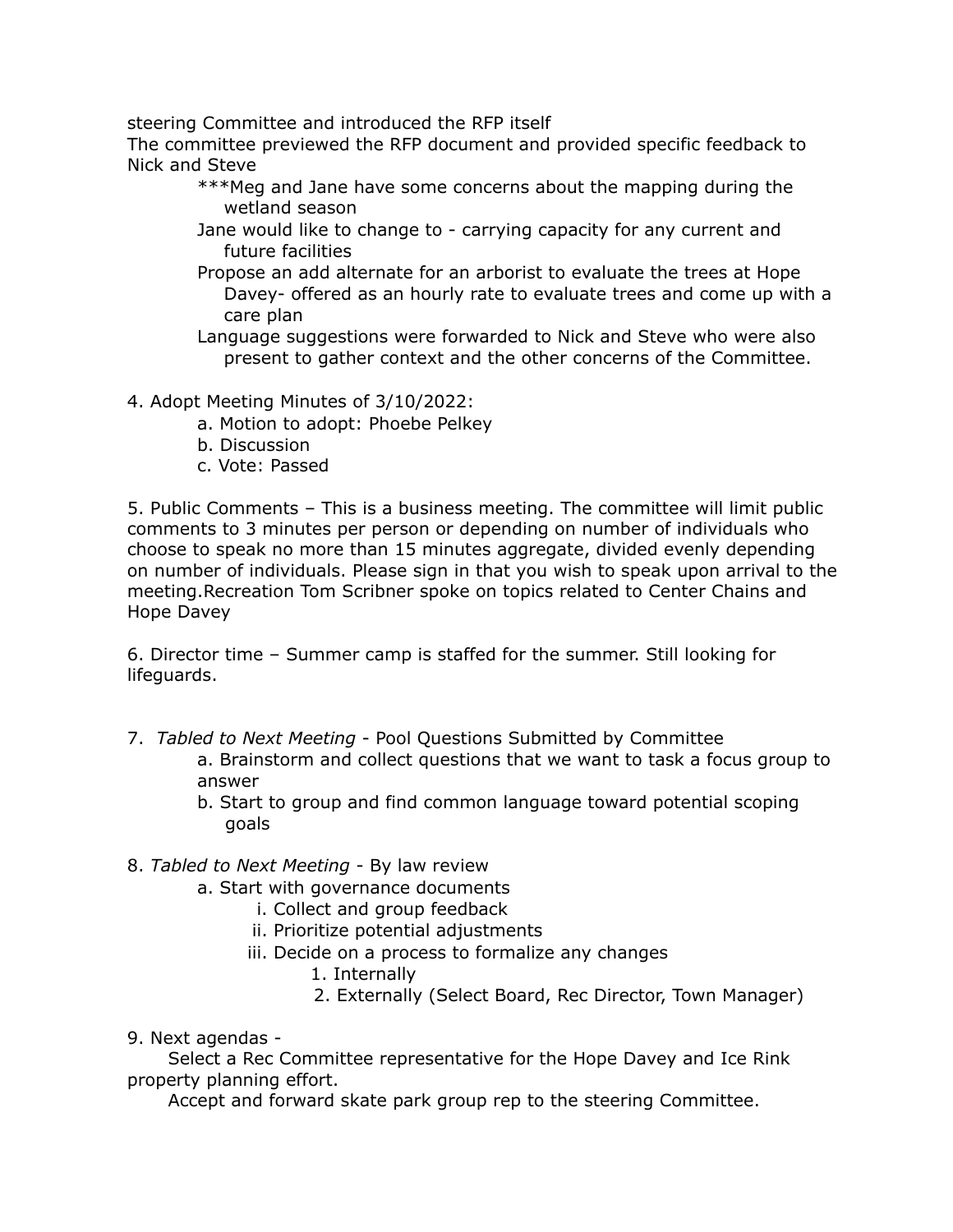steering Committee and introduced the RFP itself
The committee previewed the RFP document and provided specific feedback to Nick and Steve

- ***Meg and Jane have some concerns about the mapping during the wetland season
- Jane would like to change to - carrying capacity for any current and future facilities
- Propose an add alternate for an arborist to evaluate the trees at Hope Davey- offered as an hourly rate to evaluate trees and come up with a care plan
- Language suggestions were forwarded to Nick and Steve who were also present to gather context and the other concerns of the Committee.

4. Adopt Meeting Minutes of 3/10/2022:
    a. Motion to adopt: Phoebe Pelkey
    b. Discussion
    c. Vote: Passed

5. Public Comments – This is a business meeting. The committee will limit public comments to 3 minutes per person or depending on number of individuals who choose to speak no more than 15 minutes aggregate, divided evenly depending on number of individuals. Please sign in that you wish to speak upon arrival to the meeting.Recreation Tom Scribner spoke on topics related to Center Chains and Hope Davey

6. Director time – Summer camp is staffed for the summer. Still looking for lifeguards.

7. *Tabled to Next Meeting* - Pool Questions Submitted by Committee
    a. Brainstorm and collect questions that we want to task a focus group to answer
    b. Start to group and find common language toward potential scoping goals

8. *Tabled to Next Meeting* - By law review
    a. Start with governance documents
        i. Collect and group feedback
        ii. Prioritize potential adjustments
        iii. Decide on a process to formalize any changes
            1. Internally
            2. Externally (Select Board, Rec Director, Town Manager)

9. Next agendas -
    Select a Rec Committee representative for the Hope Davey and Ice Rink property planning effort.
    Accept and forward skate park group rep to the steering Committee.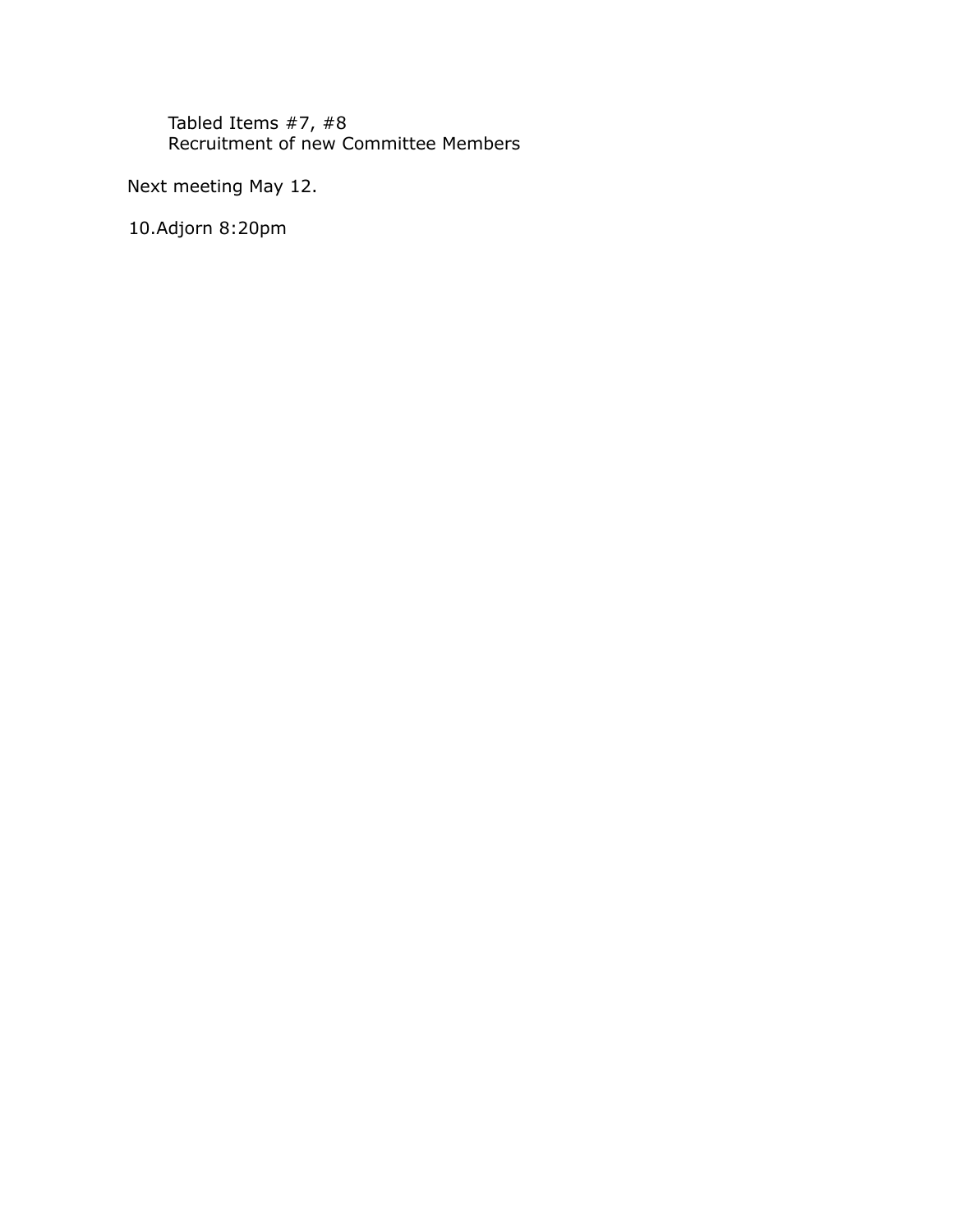Tabled Items #7, #8
Recruitment of new Committee Members

Next meeting May 12.

10.Adjorn 8:20pm